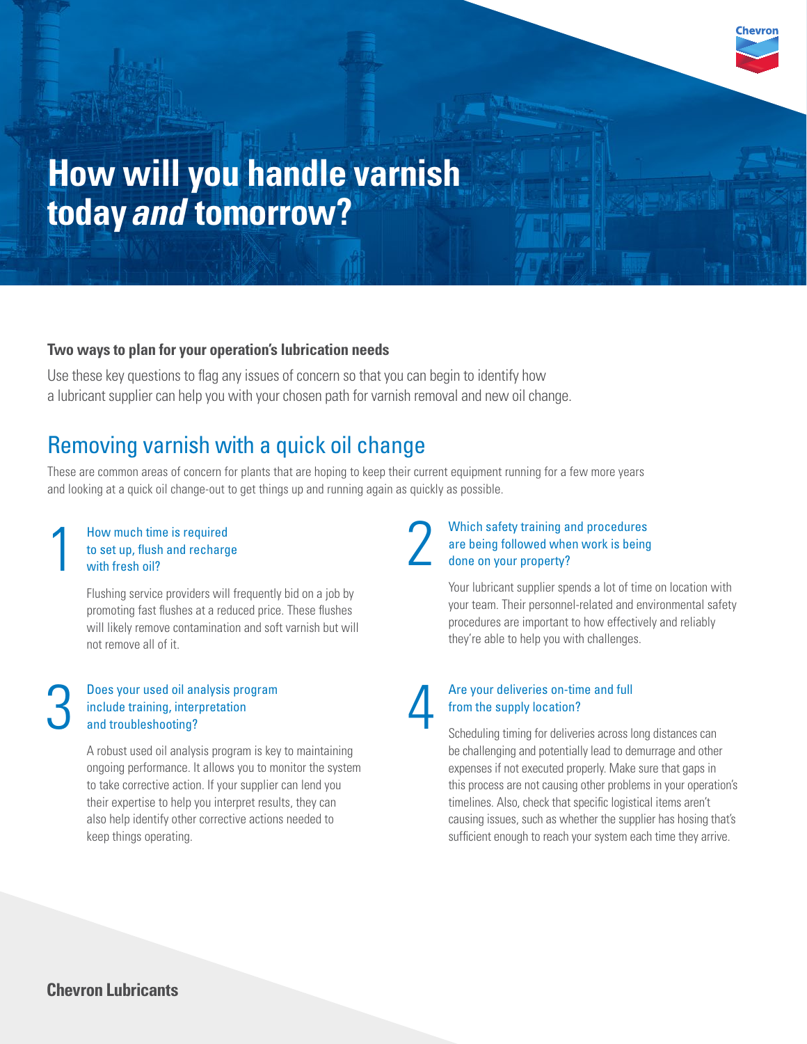# How will you handle varnish today *and* tomorrow?

**Two ways to plan for your operation's lubrication needs**

Use these key questions to flag any issues of concern so that you can begin to identify how a lubricant supplier can help you with your chosen path for varnish removal and new oil change.

## Removing varnish with a quick oil change

These are common areas of concern for plants that are hoping to keep their current equipment running for a few more years and looking at a quick oil change-out to get things up and running again as quickly as possible.

### 1 How much time is required to set up, flush and recharge with fresh oil?

Flushing service providers will frequently bid on a job by promoting fast flushes at a reduced price. These flushes will likely remove contamination and soft varnish but will not remove all of it.

### 2 Which safety training and procedures are being followed when work is being done on your property?

Your lubricant supplier spends a lot of time on location with your team. Their personnel-related and environmental safety procedures are important to how effectively and reliably they're able to help you with challenges.

### 3 Does your used oil analysis program include training, interpretation and troubleshooting?

A robust used oil analysis program is key to maintaining ongoing performance. It allows you to monitor the system to take corrective action. If your supplier can lend you their expertise to help you interpret results, they can also help identify other corrective actions needed to keep things operating.

### 4 Are your deliveries on-time and full from the supply location?

Scheduling timing for deliveries across long distances can be challenging and potentially lead to demurrage and other expenses if not executed properly. Make sure that gaps in this process are not causing other problems in your operation's timelines. Also, check that specific logistical items aren't causing issues, such as whether the supplier has hosing that's sufficient enough to reach your system each time they arrive.

**Chevron Lubricants**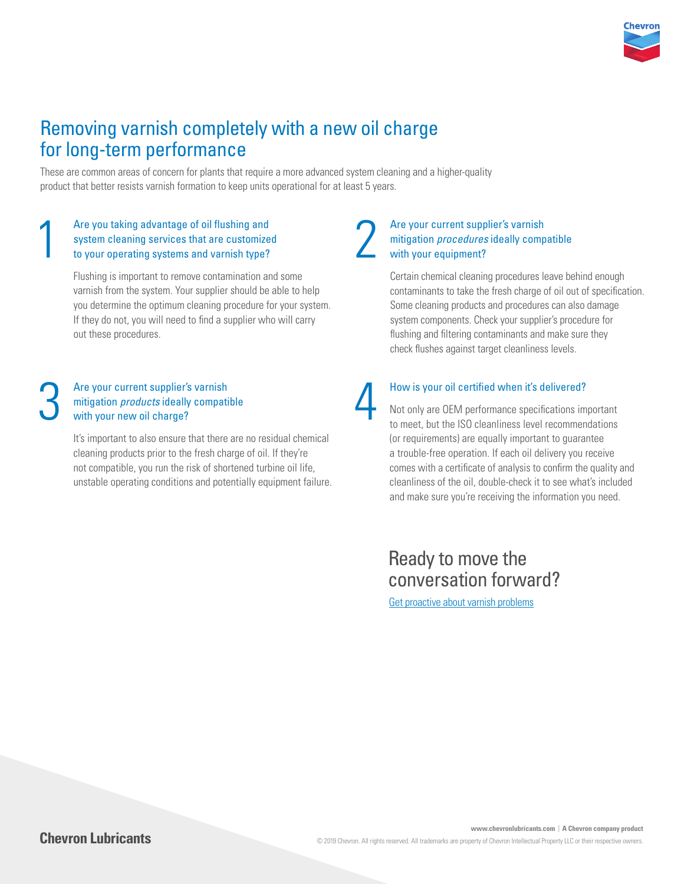# Removing varnish completely with a new oil charge for long-term performance

These are common areas of concern for plants that require a more advanced system cleaning and a higher-quality product that better resists varnish formation to keep units operational for at least 5 years.

## 1 Are you taking advantage of oil flushing and system cleaning services that are customized to your operating systems and varnish type?

Flushing is important to remove contamination and some varnish from the system. Your supplier should be able to help you determine the optimum cleaning procedure for your system. If they do not, you will need to find a supplier who will carry out these procedures.

## 2 Are your current supplier's varnish mitigation *procedures* ideally compatible with your equipment?

Certain chemical cleaning procedures leave behind enough contaminants to take the fresh charge of oil out of specification. Some cleaning products and procedures can also damage system components. Check your supplier's procedure for flushing and filtering contaminants and make sure they check flushes against target cleanliness levels.

## 3 Are your current supplier's varnish mitigation *products* ideally compatible with your new oil charge?

It's important to also ensure that there are no residual chemical cleaning products prior to the fresh charge of oil. If they're not compatible, you run the risk of shortened turbine oil life, unstable operating conditions and potentially equipment failure.

## 4 How is your oil certified when it's delivered?

Not only are OEM performance specifications important to meet, but the ISO cleanliness level recommendations (or requirements) are equally important to guarantee a trouble-free operation. If each oil delivery you receive comes with a certificate of analysis to confirm the quality and cleanliness of the oil, double-check it to see what's included and make sure you're receiving the information you need.

## Ready to move the conversation forward?

Get proactive about varnish problems

Chevron Lubricants

www.chevronlubricants.com | A Chevron company product

© 2019 Chevron. All rights reserved. All trademarks are property of Chevron Intellectual Property LLC or their respective owners.